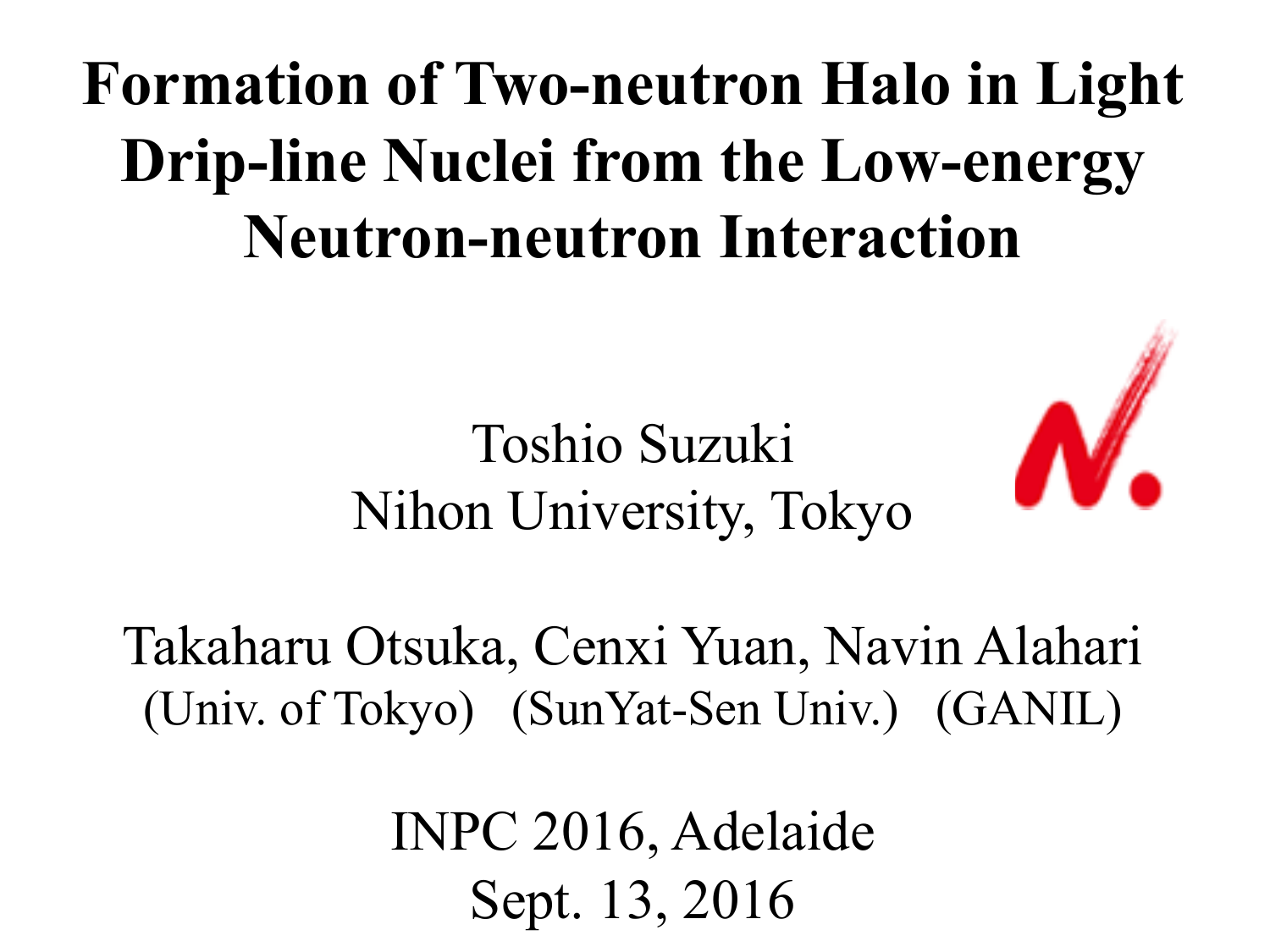# Formation of Two-neutron Halo in Light Drip-line Nuclei from the Low-energy Neutron-neutron Interaction

Toshio Suzuki
Nihon University, Tokyo

Takaharu Otsuka, Cenxi Yuan, Navin Alahari
(Univ. of Tokyo) (SunYat-Sen Univ.) (GANIL)

INPC 2016, Adelaide
Sept. 13, 2016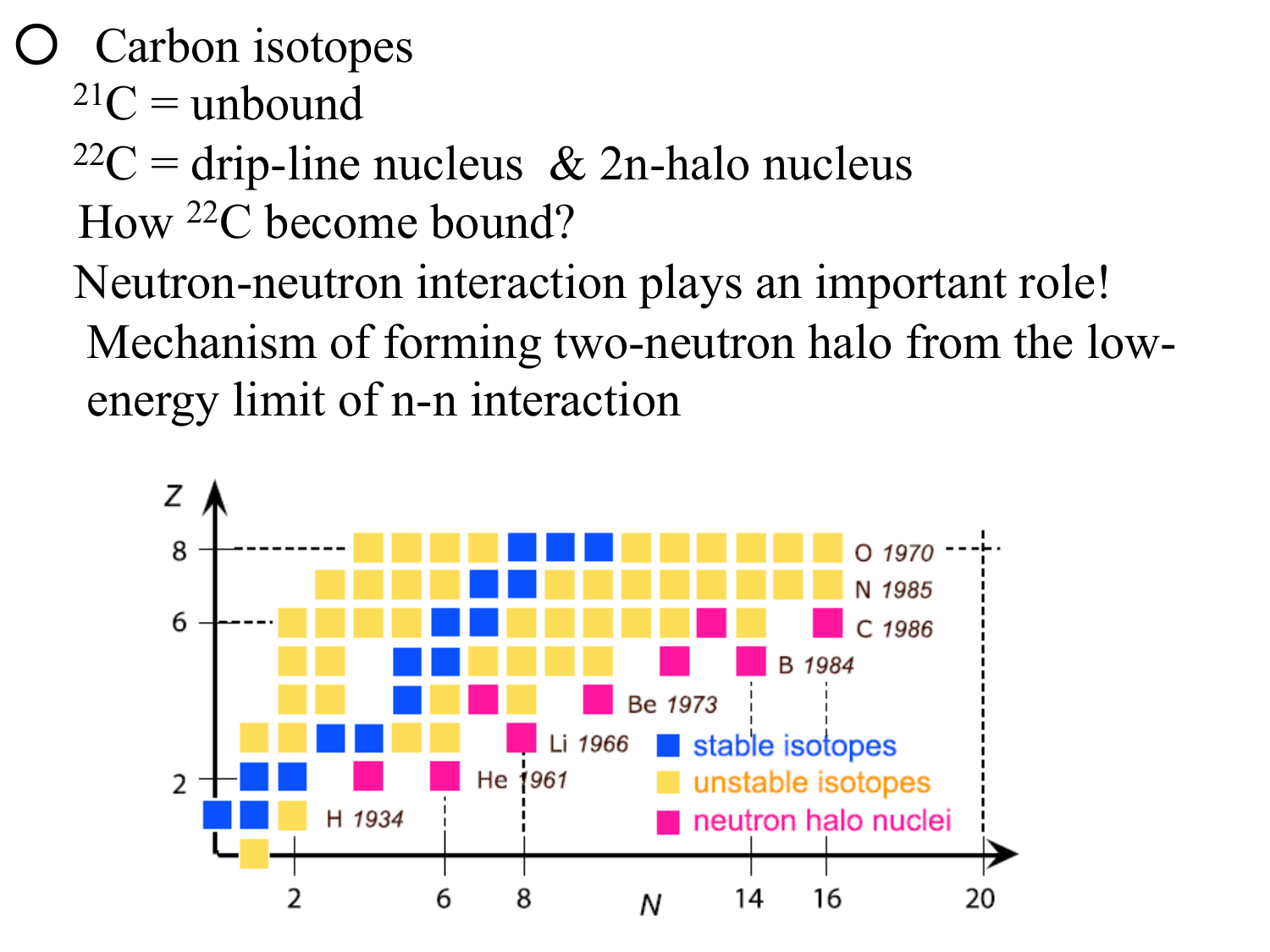- Carbon isotopes

  $^{21}C$ = unbound

  $^{22}C$ = drip-line nucleus & 2n-halo nucleus

  How $^{22}C$ become bound?

  Neutron-neutron interaction plays an important role!

  Mechanism of forming two-neutron halo from the low-energy limit of n-n interaction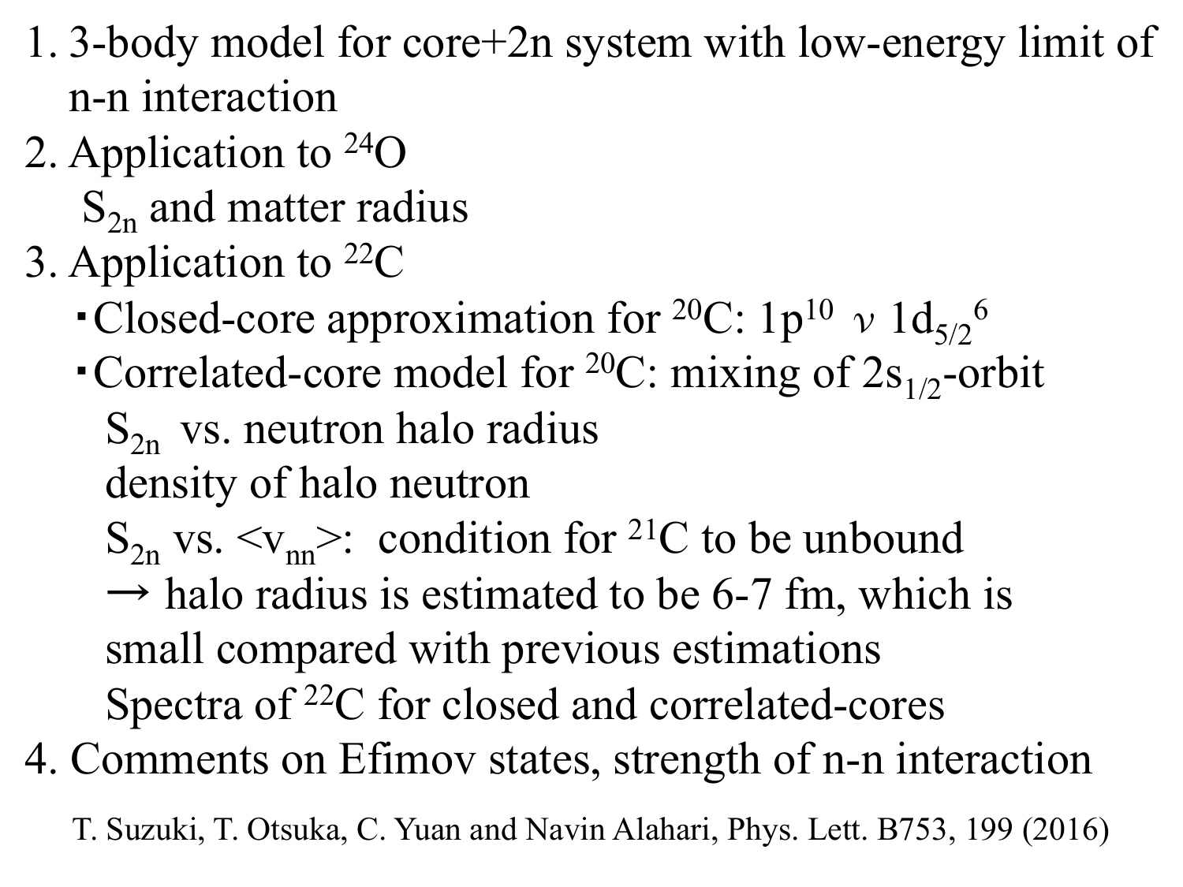1. 3-body model for core+2n system with low-energy limit of n-n interaction
2. Application to $^{24}$O
   - $S_{2n}$ and matter radius
3. Application to $^{22}$C
   - ・Closed-core approximation for $^{20}$C: $1p^{10}$ $\nu$ $1d_{5/2}{}^{6}$
   - ・Correlated-core model for $^{20}$C: mixing of $2s_{1/2}$-orbit
     - $S_{2n}$ vs. neutron halo radius
     - density of halo neutron
     - $S_{2n}$ vs. $<v_{nn}>$: condition for $^{21}$C to be unbound
     - → halo radius is estimated to be 6-7 fm, which is small compared with previous estimations
     - Spectra of $^{22}$C for closed and correlated-cores
4. Comments on Efimov states, strength of n-n interaction

T. Suzuki, T. Otsuka, C. Yuan and Navin Alahari, Phys. Lett. B753, 199 (2016)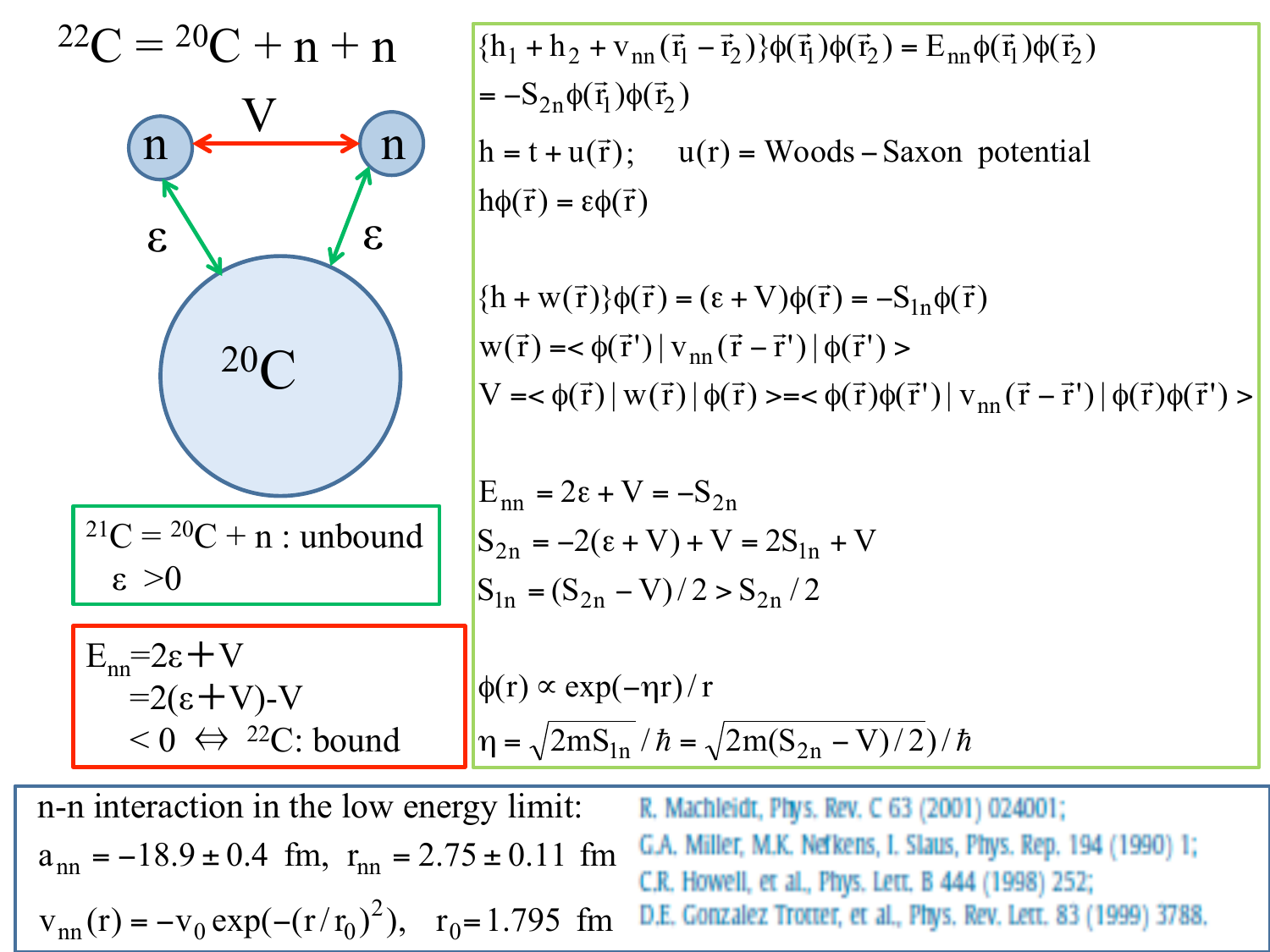$^{22}\mathrm{C} = {}^{20}\mathrm{C} + \mathrm{n} + \mathrm{n}$

V

n n

ε ε

$^{20}\mathrm{C}$

$^{21}\mathrm{C} = {}^{20}\mathrm{C} + \mathrm{n}$ : unbound
$\varepsilon > 0$

$E_{nn} = 2\varepsilon + V$
$\quad = 2(\varepsilon + V) - V$
$\quad < 0 \Leftrightarrow {}^{22}\mathrm{C}$: bound

$$\{h_1 + h_2 + v_{nn}(\vec{r}_1 - \vec{r}_2)\}\phi(\vec{r}_1)\phi(\vec{r}_2) = E_{nn}\phi(\vec{r}_1)\phi(\vec{r}_2)$$
$$= -S_{2n}\phi(\vec{r}_1)\phi(\vec{r}_2)$$
$$h = t + u(\vec{r}); \quad u(r) = \text{Woods-Saxon potential}$$
$$h\phi(\vec{r}) = \varepsilon\phi(\vec{r})$$

$$\{h + w(\vec{r})\}\phi(\vec{r}) = (\varepsilon + V)\phi(\vec{r}) = -S_{1n}\phi(\vec{r})$$
$$w(\vec{r}) = \langle \phi(\vec{r}\,') | v_{nn}(\vec{r} - \vec{r}\,') | \phi(\vec{r}\,') \rangle$$
$$V = \langle \phi(\vec{r}) | w(\vec{r}) | \phi(\vec{r}) \rangle = \langle \phi(\vec{r})\phi(\vec{r}\,') | v_{nn}(\vec{r} - \vec{r}\,') | \phi(\vec{r})\phi(\vec{r}\,') \rangle$$

$$E_{nn} = 2\varepsilon + V = -S_{2n}$$
$$S_{2n} = -2(\varepsilon + V) + V = 2S_{1n} + V$$
$$S_{1n} = (S_{2n} - V)/2 > S_{2n}/2$$

$$\phi(r) \propto \exp(-\eta r)/r$$
$$\eta = \sqrt{2mS_{1n}}/\hbar = \sqrt{2m(S_{2n} - V)/2)}/\hbar$$

n-n interaction in the low energy limit:

$a_{nn} = -18.9 \pm 0.4$ fm, $r_{nn} = 2.75 \pm 0.11$ fm

$v_{nn}(r) = -v_0 \exp(-(r/r_0)^2)$, $r_0 = 1.795$ fm

R. Machleidt, Phys. Rev. C 63 (2001) 024001;
G.A. Miller, M.K. Nefkens, I. Slaus, Phys. Rep. 194 (1990) 1;
C.R. Howell, et al., Phys. Lett. B 444 (1998) 252;
D.E. Gonzalez Trotter, et al., Phys. Rev. Lett. 83 (1999) 3788.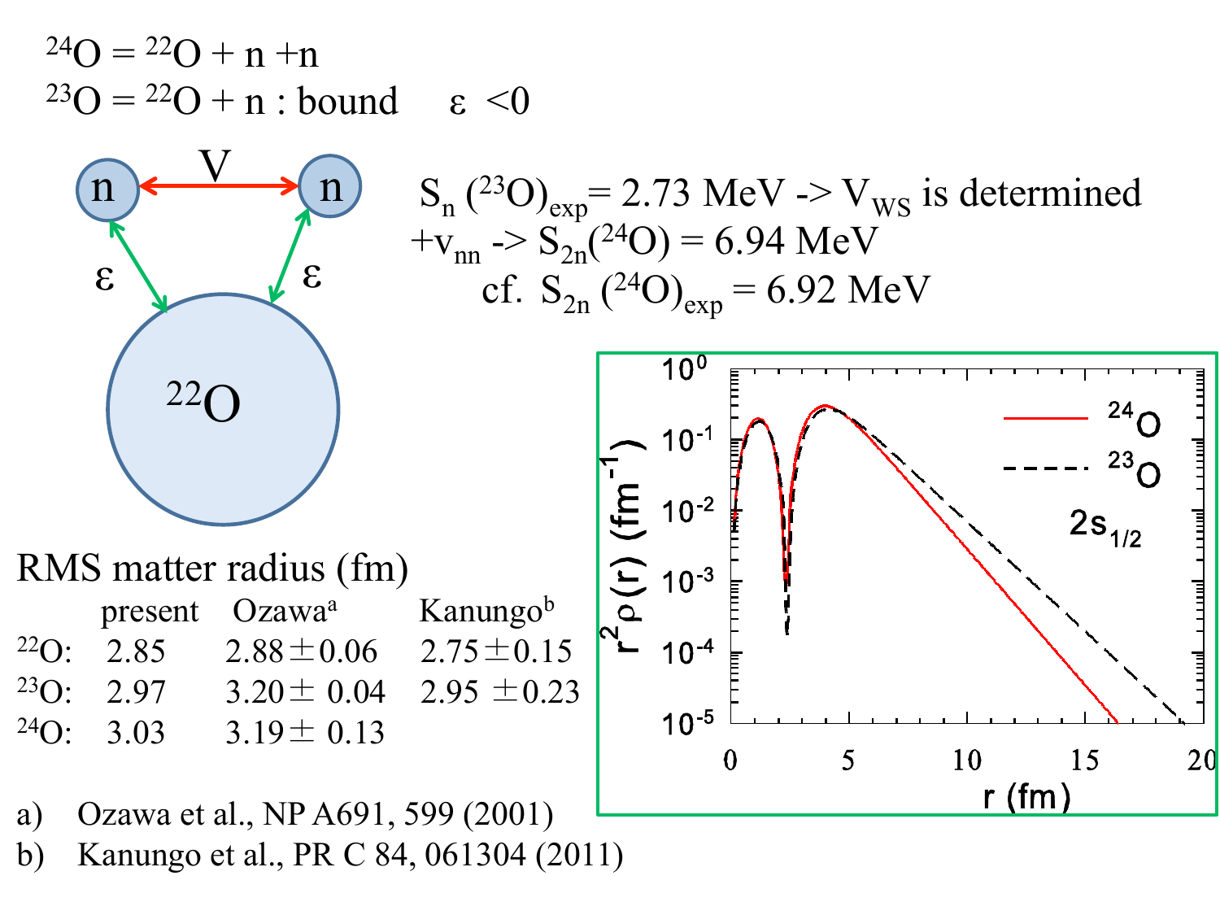$^{24}O = ^{22}O + n + n$

$^{23}O = ^{22}O + n$ : bound $\varepsilon < 0$

$S_n(^{23}O)_{exp} = 2.73$ MeV -> $V_{WS}$ is determined

$+v_{nn}$ -> $S_{2n}(^{24}O) = 6.94$ MeV

cf. $S_{2n}(^{24}O)_{exp} = 6.92$ MeV

RMS matter radius (fm)

| | present | Ozawa[a] | Kanungo[b] |
|---|---|---|---|
| $^{22}O$: | 2.85 | 2.88 ± 0.06 | 2.75 ± 0.15 |
| $^{23}O$: | 2.97 | 3.20 ± 0.04 | 2.95 ± 0.23 |
| $^{24}O$: | 3.03 | 3.19 ± 0.13 | |

a) Ozawa et al., NP A691, 599 (2001)

b) Kanungo et al., PR C 84, 061304 (2011)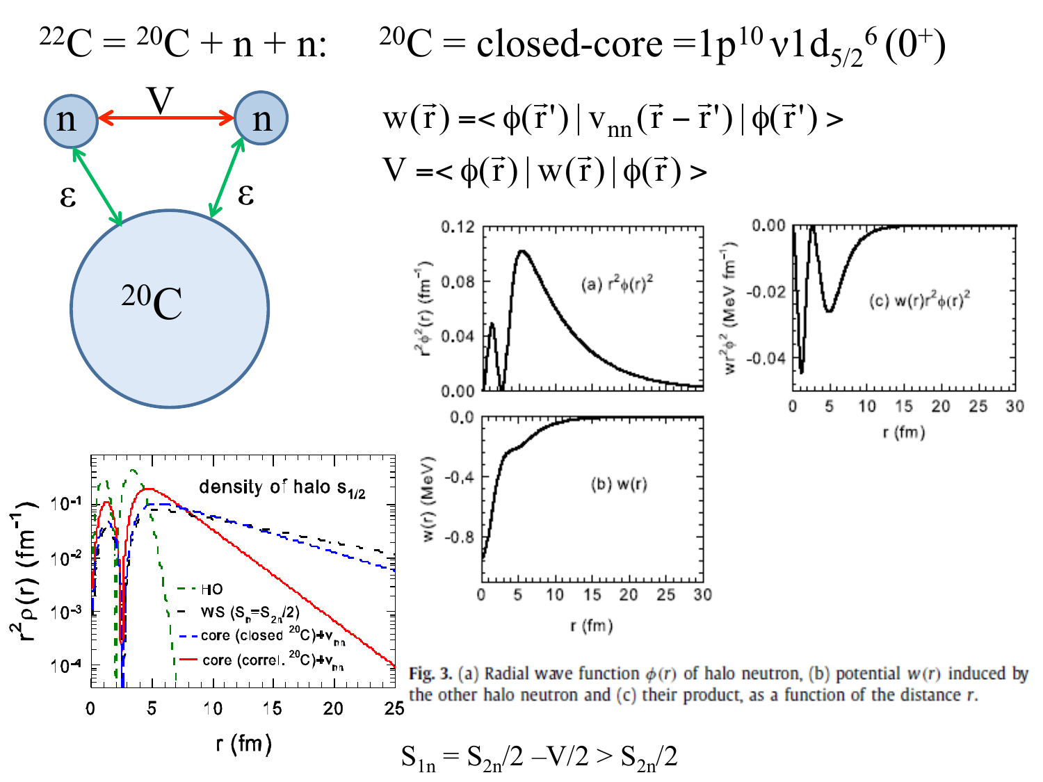$^{22}C = {}^{20}C + n + n$: $\quad {}^{20}C = \text{closed-core} = 1p^{10}\, \nu 1d_{5/2}{}^{6}\, (0^+)$

$$w(\vec{r}) = \langle \phi(\vec{r}\,') \,|\, v_{nn}(\vec{r} - \vec{r}\,') \,|\, \phi(\vec{r}\,') \rangle$$

$$V = \langle \phi(\vec{r}) \,|\, w(\vec{r}) \,|\, \phi(\vec{r}) \rangle$$

**Fig. 3.** (a) Radial wave function $\phi(r)$ of halo neutron, (b) potential $w(r)$ induced by the other halo neutron and (c) their product, as a function of the distance $r$.

$$S_{1n} = S_{2n}/2 - V/2 > S_{2n}/2$$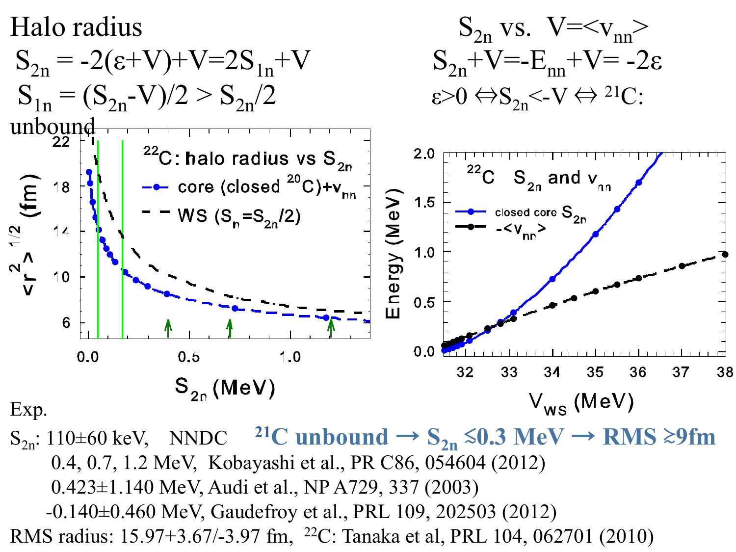# Halo radius

$S_{2n} = -2(\varepsilon+V)+V=2S_{1n}+V$

$S_{1n} = (S_{2n}-V)/2 > S_{2n}/2$

unbound

# $S_{2n}$ vs. $V=<v_{nn}>$

$S_{2n}+V=-E_{nn}+V= -2\varepsilon$

$\varepsilon>0 \Leftrightarrow S_{2n}<-V \Leftrightarrow {}^{21}C$:

Exp.

$S_{2n}$: 110±60 keV, NNDC

**${}^{21}C$ unbound → $S_{2n}$ ≲0.3 MeV → RMS ≳9fm**

0.4, 0.7, 1.2 MeV, Kobayashi et al., PR C86, 054604 (2012)

0.423±1.140 MeV, Audi et al., NP A729, 337 (2003)

-0.140±0.460 MeV, Gaudefroy et al., PRL 109, 202503 (2012)

RMS radius: 15.97+3.67/-3.97 fm, ${}^{22}C$: Tanaka et al, PRL 104, 062701 (2010)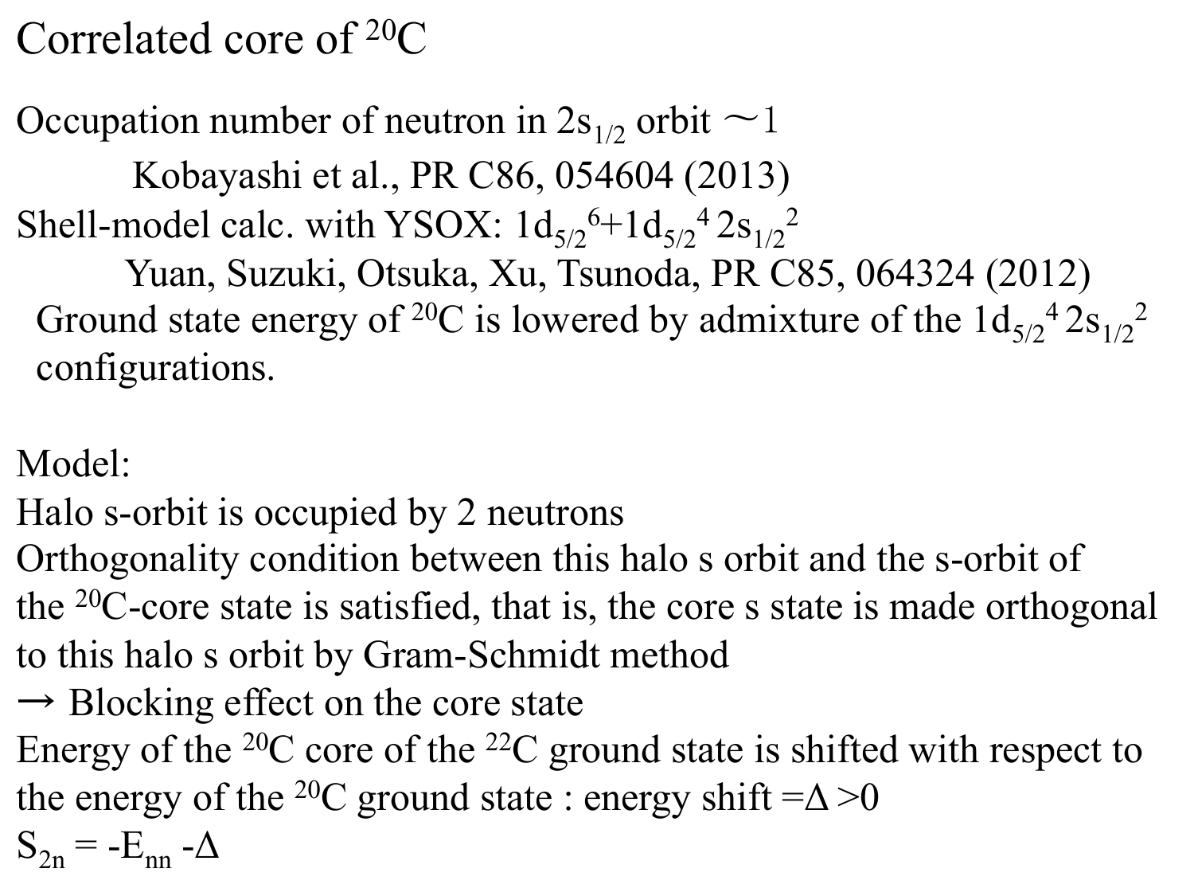# Correlated core of $^{20}$C

Occupation number of neutron in $2s_{1/2}$ orbit ～1

Kobayashi et al., PR C86, 054604 (2013)

Shell-model calc. with YSOX: $1d_{5/2}{}^6 + 1d_{5/2}{}^4\, 2s_{1/2}{}^2$

Yuan, Suzuki, Otsuka, Xu, Tsunoda, PR C85, 064324 (2012)

Ground state energy of $^{20}$C is lowered by admixture of the $1d_{5/2}{}^4\, 2s_{1/2}{}^2$ configurations.

Model:

Halo s-orbit is occupied by 2 neutrons

Orthogonality condition between this halo s orbit and the s-orbit of the $^{20}$C-core state is satisfied, that is, the core s state is made orthogonal to this halo s orbit by Gram-Schmidt method

→ Blocking effect on the core state

Energy of the $^{20}$C core of the $^{22}$C ground state is shifted with respect to the energy of the $^{20}$C ground state : energy shift $=\Delta > 0$

$S_{2n} = -E_{nn} - \Delta$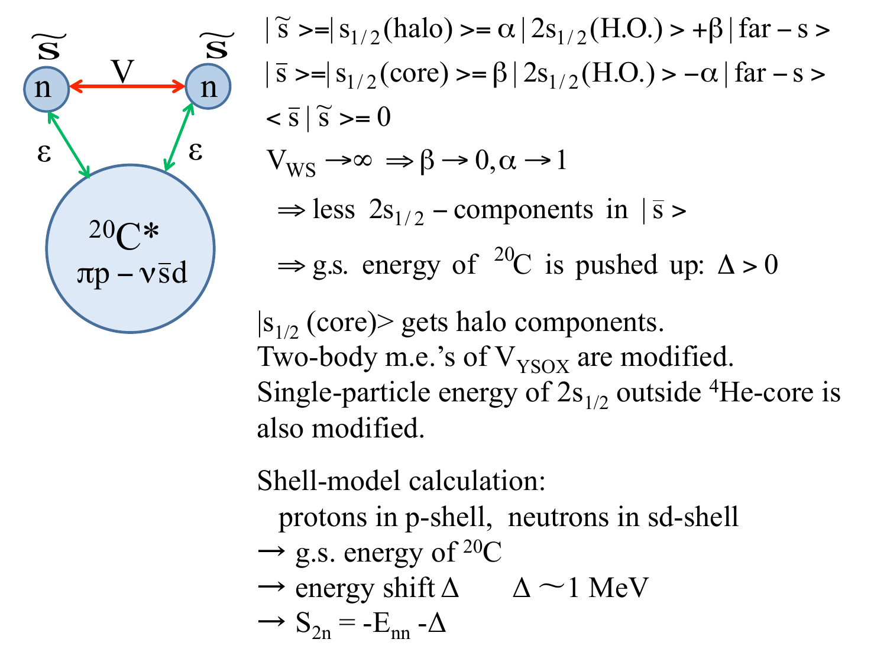$\widetilde{s}$ n — V — n $\widetilde{s}$

ε ε

$^{20}C^*$

$\pi p - \nu \bar{s} d$

$$|\widetilde{s}\rangle = |s_{1/2}(\text{halo})\rangle = \alpha\,|2s_{1/2}(\text{H.O.})\rangle + \beta\,|\text{far}-s\rangle$$

$$|\bar{s}\rangle = |s_{1/2}(\text{core})\rangle = \beta\,|2s_{1/2}(\text{H.O.})\rangle - \alpha\,|\text{far}-s\rangle$$

$$\langle \bar{s}\,|\,\widetilde{s}\rangle = 0$$

$$V_{WS} \to \infty \;\Rightarrow \beta \to 0, \alpha \to 1$$

$\Rightarrow$ less $2s_{1/2}$ – components in $|\bar{s}\rangle$

$\Rightarrow$ g.s. energy of $^{20}C$ is pushed up: $\Delta > 0$

$|s_{1/2}$ (core)$\rangle$ gets halo components.
Two-body m.e.'s of $V_{YSOX}$ are modified.
Single-particle energy of $2s_{1/2}$ outside $^4$He-core is also modified.

Shell-model calculation:
 protons in p-shell, neutrons in sd-shell
→ g.s. energy of $^{20}C$
→ energy shift $\Delta$   $\Delta \sim 1$ MeV
→ $S_{2n} = -E_{nn} - \Delta$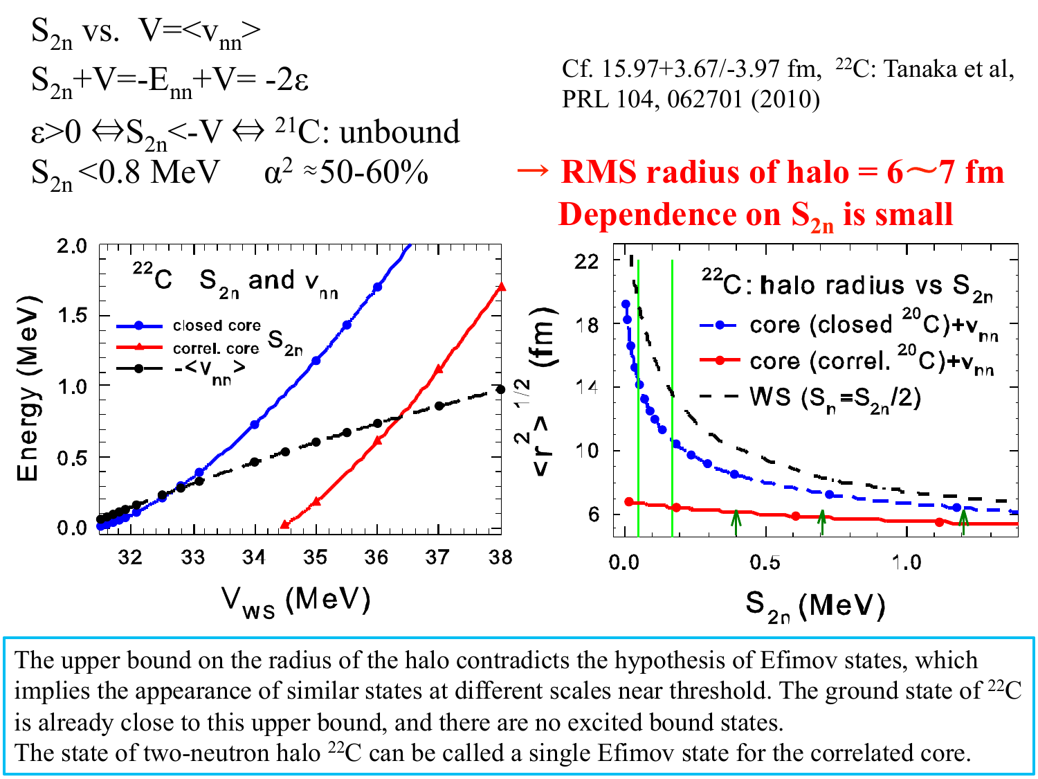$S_{2n}$ vs. $V=\langle v_{nn} \rangle$

$S_{2n}+V=-E_{nn}+V=-2\varepsilon$

$\varepsilon>0 \Leftrightarrow S_{2n}<-V \Leftrightarrow$ $^{21}$C: unbound

$S_{2n}<0.8$ MeV $\quad \alpha^2 \approx 50\text{-}60\%$

Cf. 15.97+3.67/-3.97 fm, $^{22}$C: Tanaka et al, PRL 104, 062701 (2010)

**→ RMS radius of halo = 6～7 fm**

**Dependence on $S_{2n}$ is small**

$^{22}$C $S_{2n}$ and $v_{nn}$

- closed core $S_{2n}$
- correl. core $S_{2n}$
- $-\langle v_{nn} \rangle$

Energy (MeV) vs. $V_{WS}$ (MeV)

$^{22}$C: halo radius vs $S_{2n}$

- core (closed $^{20}$C)+$v_{nn}$
- core (correl. $^{20}$C)+$v_{nn}$
- WS ($S_n=S_{2n}/2$)

$\langle r^2 \rangle^{1/2}$ (fm) vs. $S_{2n}$ (MeV)

The upper bound on the radius of the halo contradicts the hypothesis of Efimov states, which implies the appearance of similar states at different scales near threshold. The ground state of $^{22}$C is already close to this upper bound, and there are no excited bound states.
The state of two-neutron halo $^{22}$C can be called a single Efimov state for the correlated core.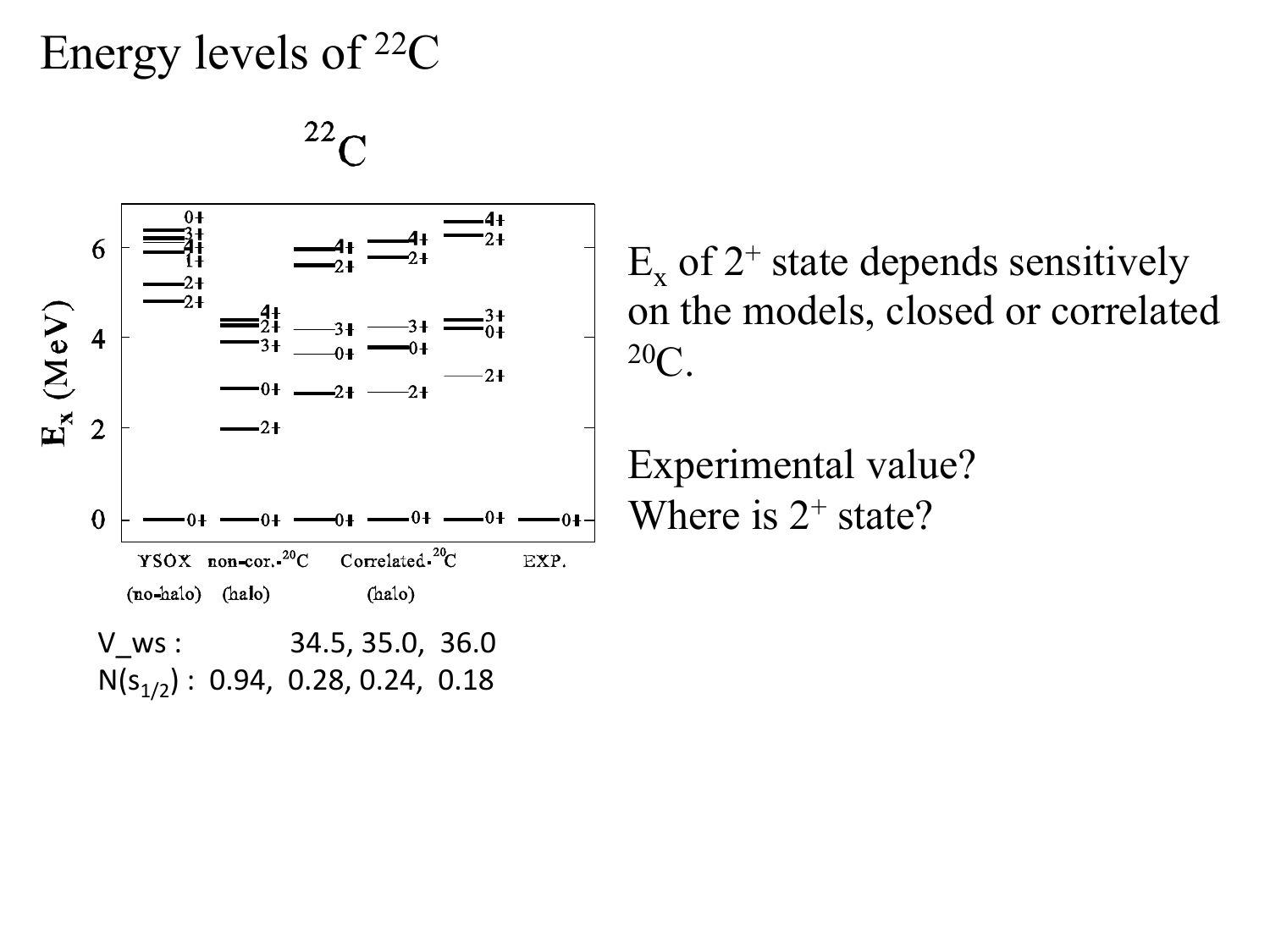# Energy levels of $^{22}$C

$^{22}$C

| | YSOX (no-halo) | non-cor.-$^{20}$C (halo) | | Correlated-$^{20}$C (halo) | | EXP. |
|---|---|---|---|---|---|---|
| $E_x$ (MeV) | 0+ 3+ 4+ 1+ 2+ 2+ 0+ | 4+ 2+ 3+ 0+ 2+ 0+ | 4+ 2+ 3+ 0+ 2+ 0+ | 4+ 2+ 3+ 0+ 2+ 0+ | 4+ 2+ 3+ 0+ 2+ 0+ | 0+ |

V_ws :            34.5, 35.0,  36.0

N($s_{1/2}$) :  0.94,  0.28, 0.24,  0.18

$E_x$ of $2^+$ state depends sensitively on the models, closed or correlated $^{20}$C.

Experimental value?
Where is $2^+$ state?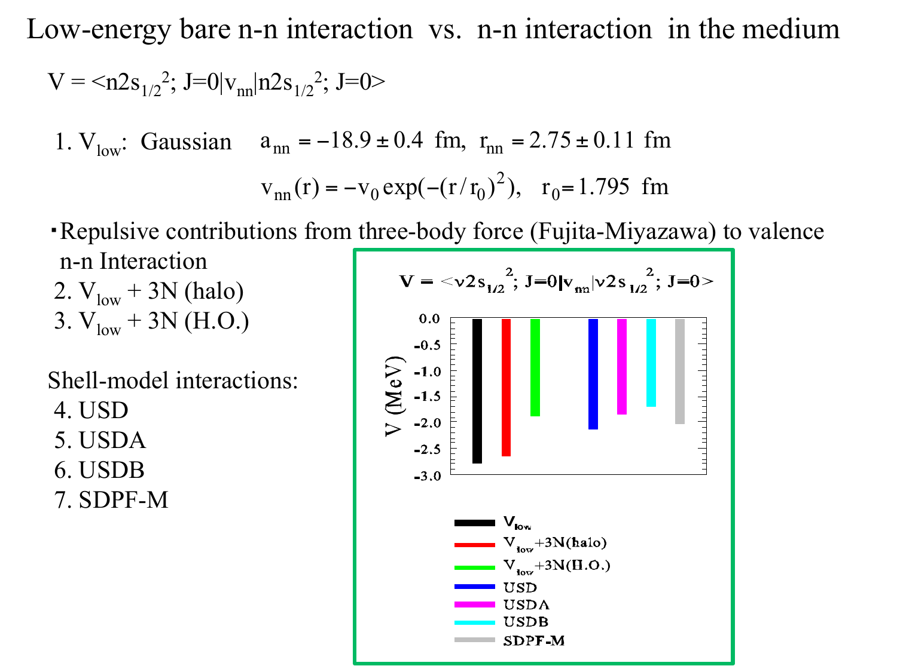# Low-energy bare n-n interaction vs. n-n interaction in the medium

$V = \langle n2s_{1/2}{}^2; J=0|v_{nn}|n2s_{1/2}{}^2; J=0\rangle$

1. $V_{low}$: Gaussian $\quad a_{nn} = -18.9 \pm 0.4$ fm, $\; r_{nn} = 2.75 \pm 0.11$ fm

$$v_{nn}(r) = -v_0 \exp(-(r/r_0)^2), \quad r_0 = 1.795 \text{ fm}$$

・Repulsive contributions from three-body force (Fujita-Miyazawa) to valence n-n Interaction

2. $V_{low}$ + 3N (halo)
3. $V_{low}$ + 3N (H.O.)

Shell-model interactions:

4. USD
5. USDA
6. USDB
7. SDPF-M

$V = \langle \nu 2s_{1/2}{}^2; J=0|v_{nn}|\nu 2s_{1/2}{}^2; J=0\rangle$

| Interaction | V (MeV) (approx., read from chart) |
|---|---|
| $V_{low}$ | −2.78 |
| $V_{low}$+3N(halo) | −2.65 |
| $V_{low}$+3N(H.O.) | −1.88 |
| USD | −2.15 |
| USDA | −1.85 |
| USDB | −1.70 |
| SDPF-M | −2.03 |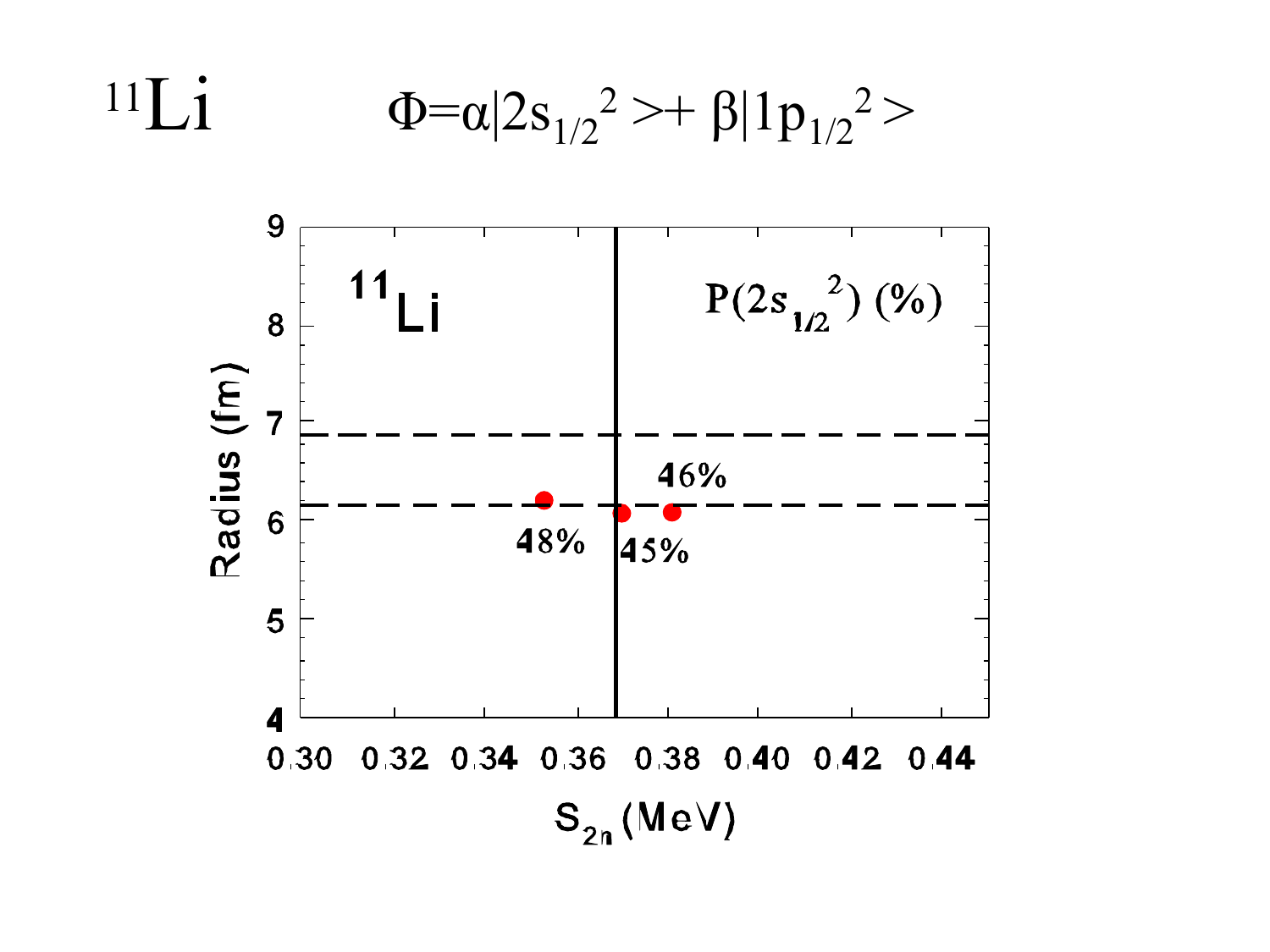# $^{11}$Li $\quad \Phi=\alpha|2s_{1/2}{}^2> + \beta|1p_{1/2}{}^2>$

$^{11}$Li

$P(2s_{1/2}{}^2)$ (%)

Radius (fm)

$S_{2n}$ (MeV)

48%

45%

46%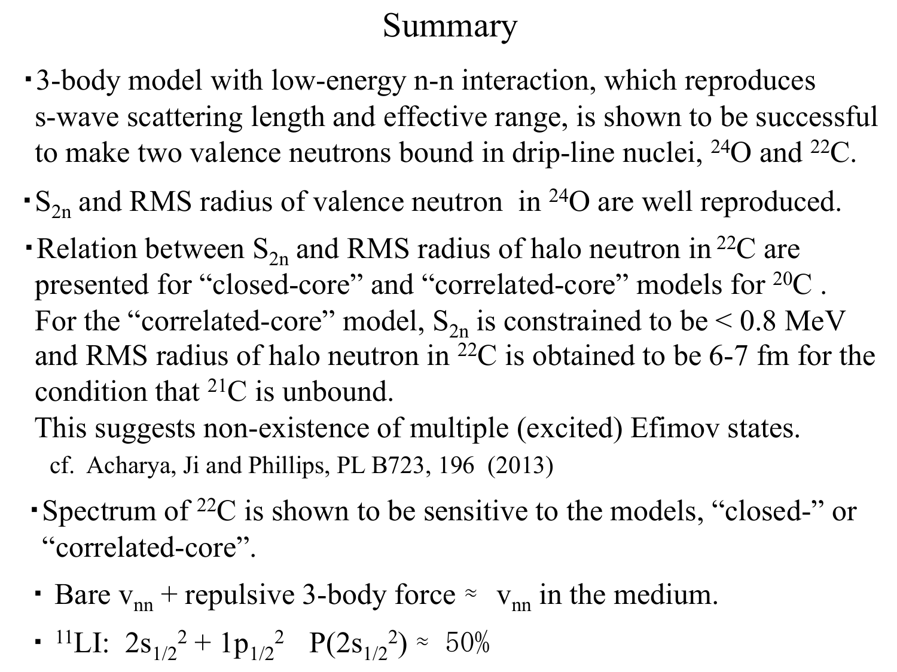# Summary

- 3-body model with low-energy n-n interaction, which reproduces s-wave scattering length and effective range, is shown to be successful to make two valence neutrons bound in drip-line nuclei, $^{24}O$ and $^{22}C$.
- $S_{2n}$ and RMS radius of valence neutron in $^{24}O$ are well reproduced.
- Relation between $S_{2n}$ and RMS radius of halo neutron in $^{22}C$ are presented for "closed-core" and "correlated-core" models for $^{20}C$. For the "correlated-core" model, $S_{2n}$ is constrained to be < 0.8 MeV and RMS radius of halo neutron in $^{22}C$ is obtained to be 6-7 fm for the condition that $^{21}C$ is unbound.
  This suggests non-existence of multiple (excited) Efimov states.
  cf. Acharya, Ji and Phillips, PL B723, 196 (2013)
- Spectrum of $^{22}C$ is shown to be sensitive to the models, "closed-" or "correlated-core".
- Bare $v_{nn}$ + repulsive 3-body force ≈ $v_{nn}$ in the medium.
- $^{11}$LI: $2s_{1/2}^2 + 1p_{1/2}^2$ $P(2s_{1/2}^2) \approx$ 50%